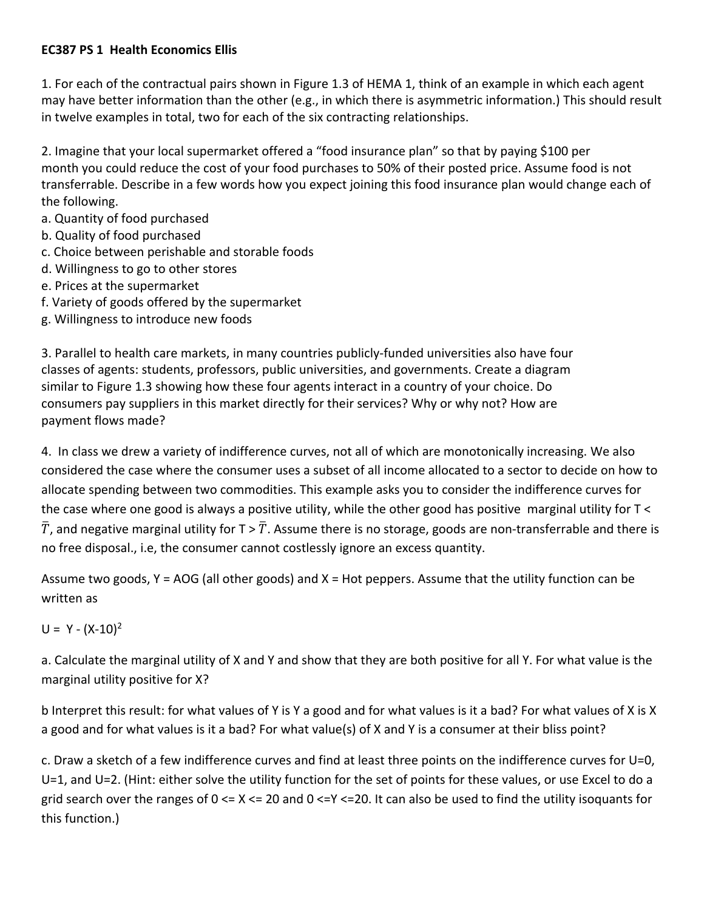**EC387 PS 1 Health Economics Ellis**

1. For each of the contractual pairs shown in Figure 1.3 of HEMA 1, think of an example in which each agent may have better information than the other (e.g., in which there is asymmetric information.) This should result in twelve examples in total, two for each of the six contracting relationships.

2. Imagine that your local supermarket offered a "food insurance plan" so that by paying $100 per month you could reduce the cost of your food purchases to 50% of their posted price. Assume food is not transferrable. Describe in a few words how you expect joining this food insurance plan would change each of the following.

a. Quantity of food purchased
b. Quality of food purchased
c. Choice between perishable and storable foods
d. Willingness to go to other stores
e. Prices at the supermarket
f. Variety of goods offered by the supermarket
g. Willingness to introduce new foods

3. Parallel to health care markets, in many countries publicly-funded universities also have four classes of agents: students, professors, public universities, and governments. Create a diagram similar to Figure 1.3 showing how these four agents interact in a country of your choice. Do consumers pay suppliers in this market directly for their services? Why or why not? How are payment flows made?

4. In class we drew a variety of indifference curves, not all of which are monotonically increasing. We also considered the case where the consumer uses a subset of all income allocated to a sector to decide on how to allocate spending between two commodities. This example asks you to consider the indifference curves for the case where one good is always a positive utility, while the other good has positive marginal utility for $T < \bar{T}$, and negative marginal utility for $T > \bar{T}$. Assume there is no storage, goods are non-transferrable and there is no free disposal., i.e, the consumer cannot costlessly ignore an excess quantity.

Assume two goods, Y = AOG (all other goods) and X = Hot peppers. Assume that the utility function can be written as

$U = Y - (X-10)^2$

a. Calculate the marginal utility of X and Y and show that they are both positive for all Y. For what value is the marginal utility positive for X?

b Interpret this result: for what values of Y is Y a good and for what values is it a bad? For what values of X is X a good and for what values is it a bad? For what value(s) of X and Y is a consumer at their bliss point?

c. Draw a sketch of a few indifference curves and find at least three points on the indifference curves for U=0, U=1, and U=2. (Hint: either solve the utility function for the set of points for these values, or use Excel to do a grid search over the ranges of 0 <= X <= 20 and 0 <=Y <=20. It can also be used to find the utility isoquants for this function.)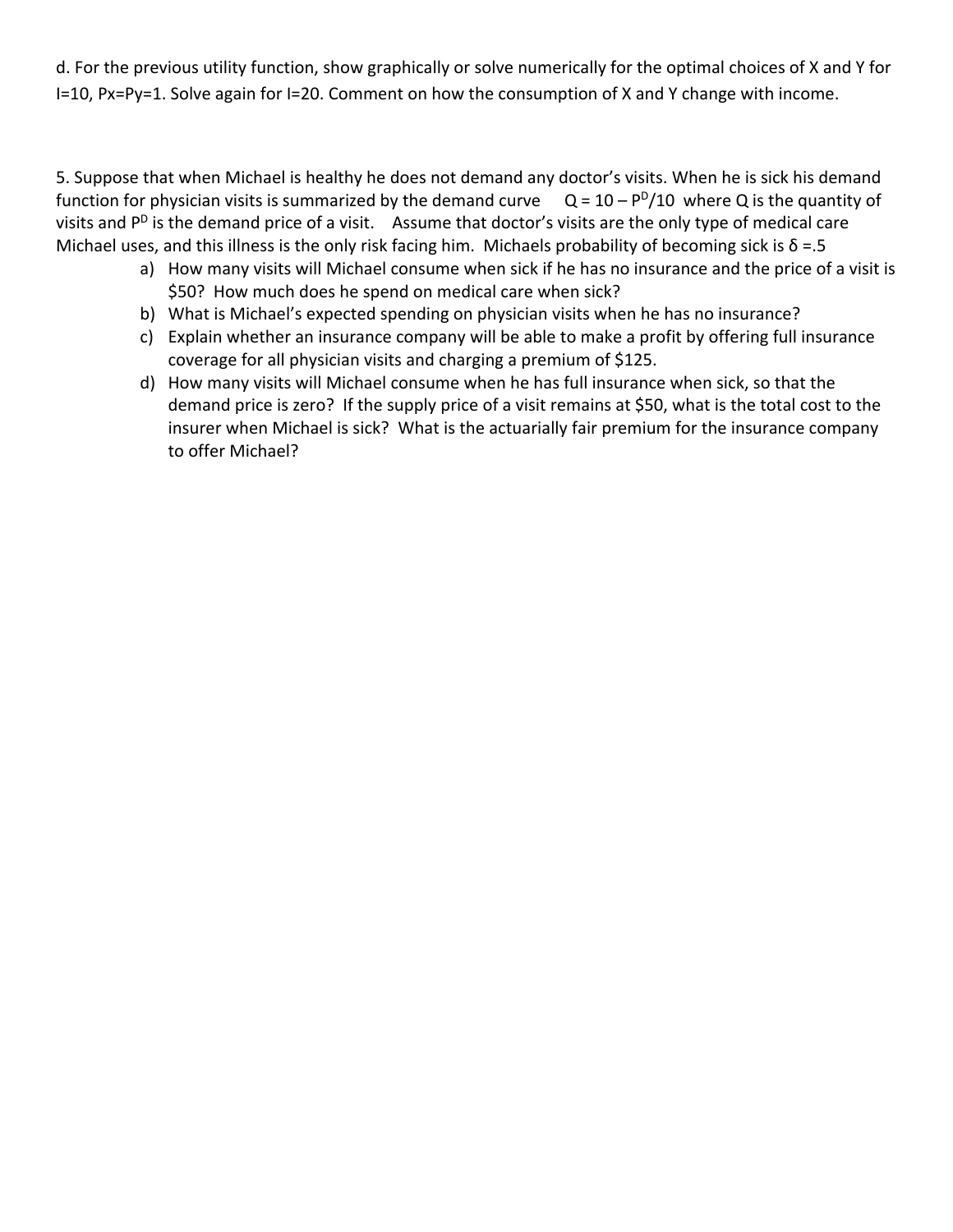d. For the previous utility function, show graphically or solve numerically for the optimal choices of X and Y for $I=10$, $P_x=P_y=1$. Solve again for $I=20$. Comment on how the consumption of X and Y change with income.

5. Suppose that when Michael is healthy he does not demand any doctor's visits. When he is sick his demand function for physician visits is summarized by the demand curve $Q = 10 - P^D/10$ where Q is the quantity of visits and $P^D$ is the demand price of a visit. Assume that doctor's visits are the only type of medical care Michael uses, and this illness is the only risk facing him. Michaels probability of becoming sick is $\delta = .5$

a) How many visits will Michael consume when sick if he has no insurance and the price of a visit is \$50? How much does he spend on medical care when sick?

b) What is Michael's expected spending on physician visits when he has no insurance?

c) Explain whether an insurance company will be able to make a profit by offering full insurance coverage for all physician visits and charging a premium of \$125.

d) How many visits will Michael consume when he has full insurance when sick, so that the demand price is zero? If the supply price of a visit remains at \$50, what is the total cost to the insurer when Michael is sick? What is the actuarially fair premium for the insurance company to offer Michael?